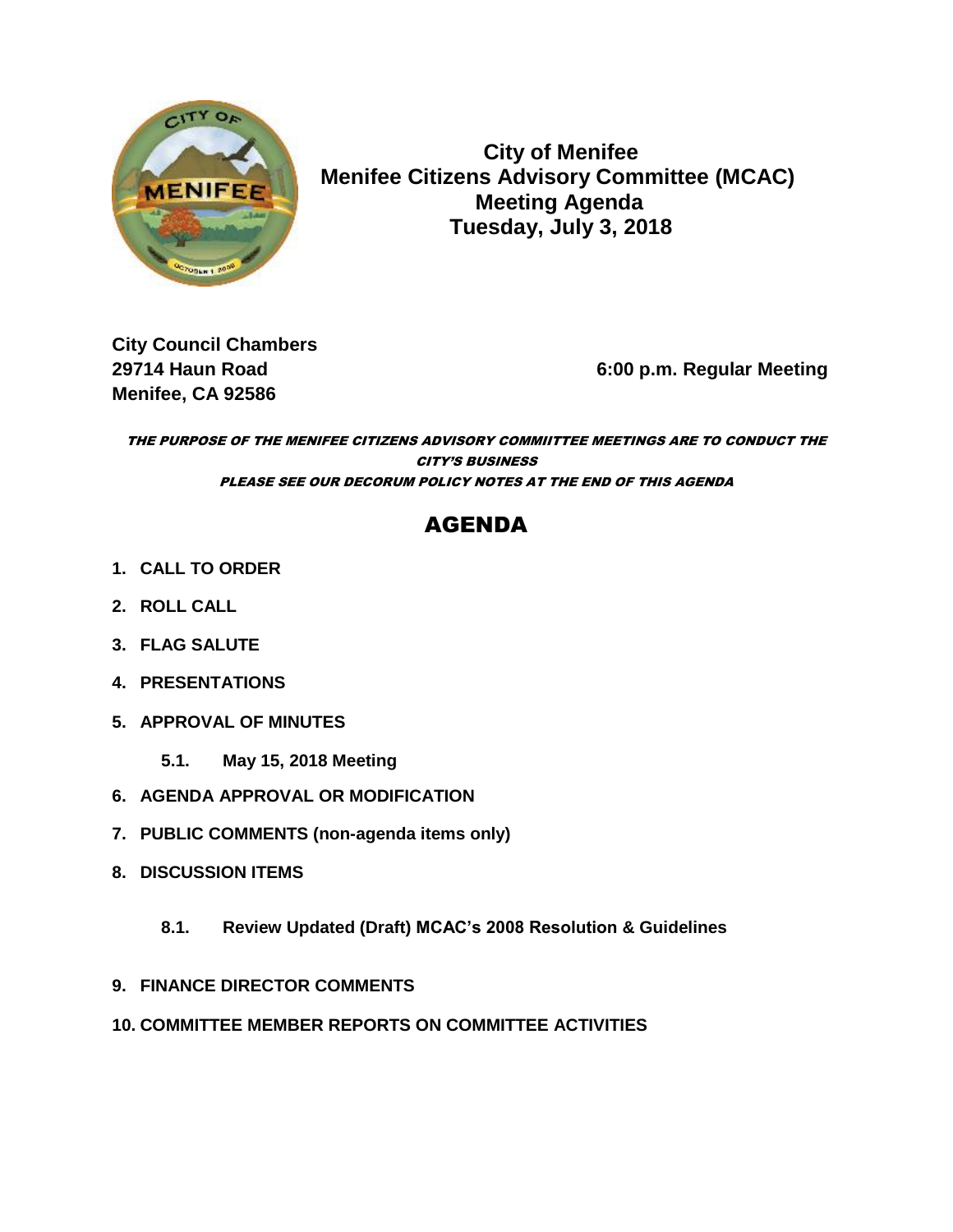# City of Menifee
## Menifee Citizens Advisory Committee (MCAC)
## Meeting Agenda
## Tuesday, July 3, 2018

**City Council Chambers**
**29714 Haun Road**
**Menifee, CA 92586**

**6:00 p.m. Regular Meeting**

***THE PURPOSE OF THE MENIFEE CITIZENS ADVISORY COMMIITTEE MEETINGS ARE TO CONDUCT THE CITY'S BUSINESS***
***PLEASE SEE OUR DECORUM POLICY NOTES AT THE END OF THIS AGENDA***

## AGENDA

1. **CALL TO ORDER**
2. **ROLL CALL**
3. **FLAG SALUTE**
4. **PRESENTATIONS**
5. **APPROVAL OF MINUTES**
    - **5.1. May 15, 2018 Meeting**
6. **AGENDA APPROVAL OR MODIFICATION**
7. **PUBLIC COMMENTS (non-agenda items only)**
8. **DISCUSSION ITEMS**
    - **8.1. Review Updated (Draft) MCAC's 2008 Resolution & Guidelines**
9. **FINANCE DIRECTOR COMMENTS**
10. **COMMITTEE MEMBER REPORTS ON COMMITTEE ACTIVITIES**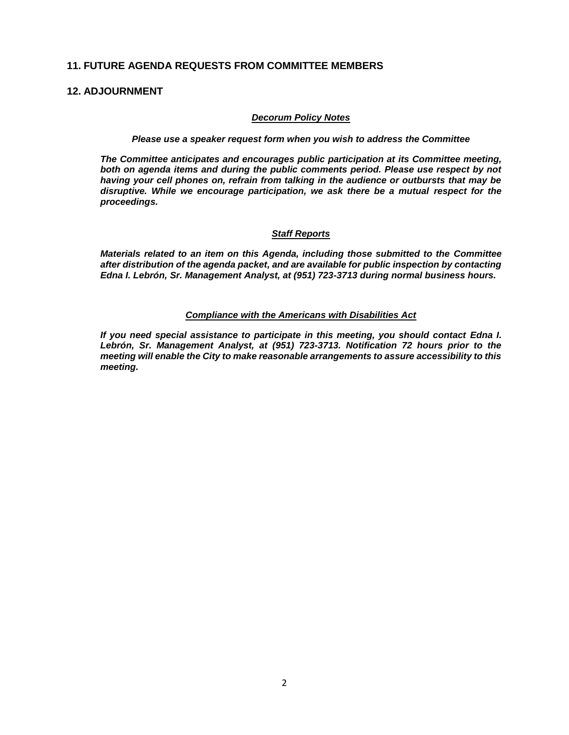## 11. FUTURE AGENDA REQUESTS FROM COMMITTEE MEMBERS

## 12. ADJOURNMENT

***Decorum Policy Notes***

***Please use a speaker request form when you wish to address the Committee***

***The Committee anticipates and encourages public participation at its Committee meeting, both on agenda items and during the public comments period. Please use respect by not having your cell phones on, refrain from talking in the audience or outbursts that may be disruptive. While we encourage participation, we ask there be a mutual respect for the proceedings.***

***Staff Reports***

***Materials related to an item on this Agenda, including those submitted to the Committee after distribution of the agenda packet, and are available for public inspection by contacting Edna I. Lebrón, Sr. Management Analyst, at (951) 723-3713 during normal business hours.***

***Compliance with the Americans with Disabilities Act***

***If you need special assistance to participate in this meeting, you should contact Edna I. Lebrón, Sr. Management Analyst, at (951) 723-3713. Notification 72 hours prior to the meeting will enable the City to make reasonable arrangements to assure accessibility to this meeting.***